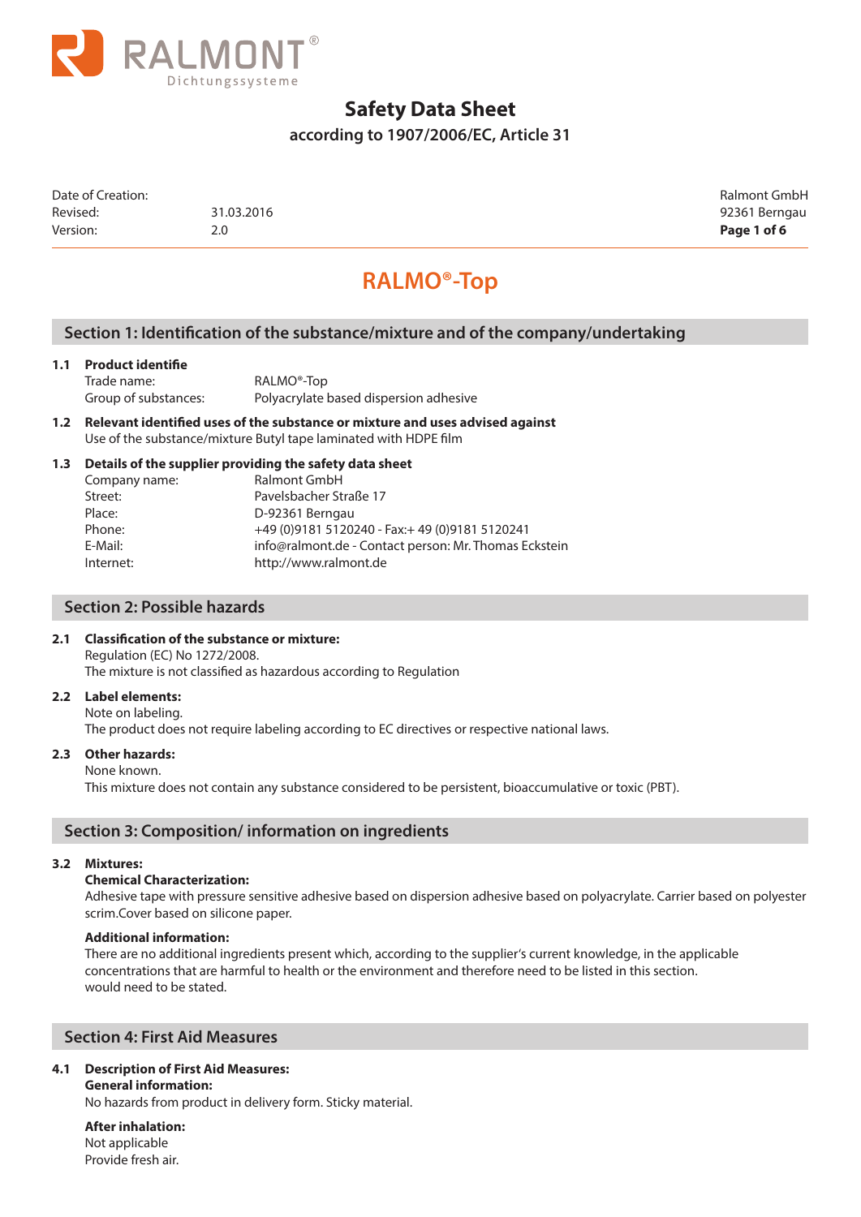RALMONT®
Dichtungssysteme

# Safety Data Sheet

**according to 1907/2006/EC, Article 31**

| | | |
|---|---|---|
| Date of Creation: | | Ralmont GmbH |
| Revised: | 31.03.2016 | 92361 Berngau |
| Version: | 2.0 | |

## RALMO®-Top

## Section 1: Identification of the substance/mixture and of the company/undertaking

**1.1 Product identifie**

Trade name: RALMO®-Top
Group of substances: Polyacrylate based dispersion adhesive

**1.2 Relevant identified uses of the substance or mixture and uses advised against**

Use of the substance/mixture Butyl tape laminated with HDPE film

**1.3 Details of the supplier providing the safety data sheet**

Company name: Ralmont GmbH
Street: Pavelsbacher Straße 17
Place: D-92361 Berngau
Phone: +49 (0)9181 5120240 - Fax:+ 49 (0)9181 5120241
E-Mail: info@ralmont.de - Contact person: Mr. Thomas Eckstein
Internet: http://www.ralmont.de

## Section 2: Possible hazards

**2.1 Classification of the substance or mixture:**

Regulation (EC) No 1272/2008.
The mixture is not classified as hazardous according to Regulation

**2.2 Label elements:**

Note on labeling.
The product does not require labeling according to EC directives or respective national laws.

**2.3 Other hazards:**

None known.
This mixture does not contain any substance considered to be persistent, bioaccumulative or toxic (PBT).

## Section 3: Composition/ information on ingredients

**3.2 Mixtures:**

**Chemical Characterization:**

Adhesive tape with pressure sensitive adhesive based on dispersion adhesive based on polyacrylate. Carrier based on polyester scrim.Cover based on silicone paper.

**Additional information:**

There are no additional ingredients present which, according to the supplier's current knowledge, in the applicable concentrations that are harmful to health or the environment and therefore need to be listed in this section.
would need to be stated.

## Section 4: First Aid Measures

**4.1 Description of First Aid Measures:**

**General information:**

No hazards from product in delivery form. Sticky material.

**After inhalation:**

Not applicable
Provide fresh air.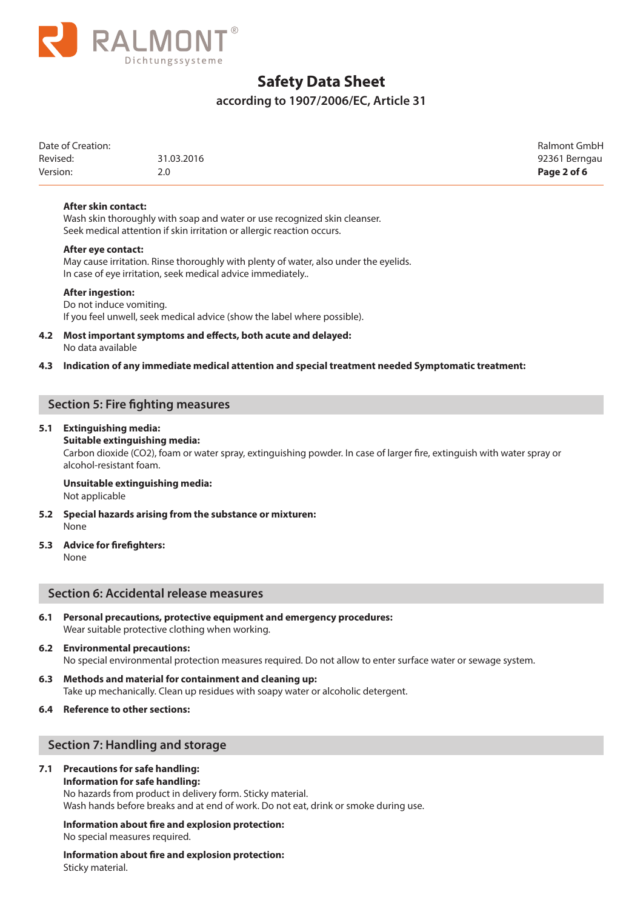**After skin contact:**
Wash skin thoroughly with soap and water or use recognized skin cleanser.
Seek medical attention if skin irritation or allergic reaction occurs.

**After eye contact:**
May cause irritation. Rinse thoroughly with plenty of water, also under the eyelids.
In case of eye irritation, seek medical advice immediately..

**After ingestion:**
Do not induce vomiting.
If you feel unwell, seek medical advice (show the label where possible).

**4.2 Most important symptoms and effects, both acute and delayed:**
No data available

**4.3 Indication of any immediate medical attention and special treatment needed Symptomatic treatment:**

## Section 5: Fire fighting measures

**5.1 Extinguishing media:**
**Suitable extinguishing media:**
Carbon dioxide (CO2), foam or water spray, extinguishing powder. In case of larger fire, extinguish with water spray or alcohol-resistant foam.

**Unsuitable extinguishing media:**
Not applicable

**5.2 Special hazards arising from the substance or mixturen:**
None

**5.3 Advice for firefighters:**
None

## Section 6: Accidental release measures

**6.1 Personal precautions, protective equipment and emergency procedures:**
Wear suitable protective clothing when working.

**6.2 Environmental precautions:**
No special environmental protection measures required. Do not allow to enter surface water or sewage system.

**6.3 Methods and material for containment and cleaning up:**
Take up mechanically. Clean up residues with soapy water or alcoholic detergent.

**6.4 Reference to other sections:**

## Section 7: Handling and storage

**7.1 Precautions for safe handling:**
**Information for safe handling:**
No hazards from product in delivery form. Sticky material.
Wash hands before breaks and at end of work. Do not eat, drink or smoke during use.

**Information about fire and explosion protection:**
No special measures required.

**Information about fire and explosion protection:**
Sticky material.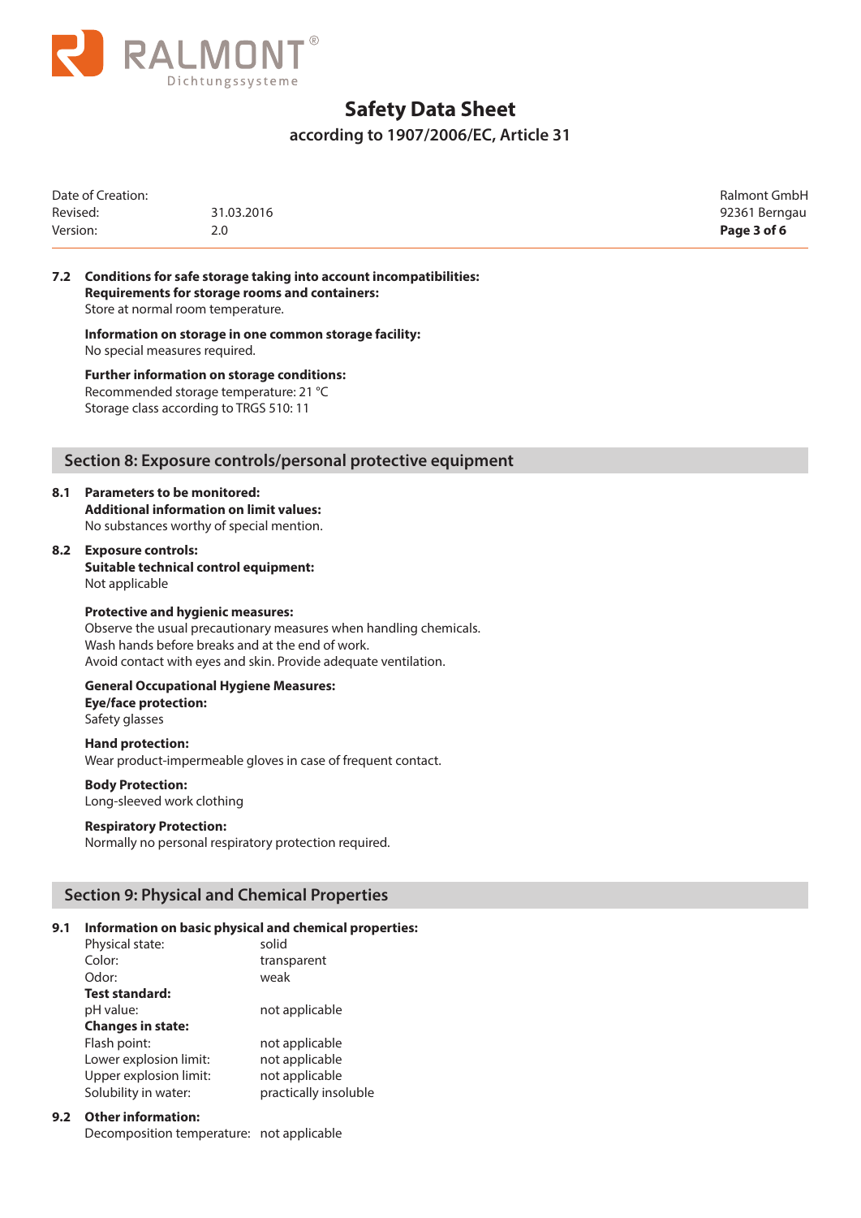**7.2 Conditions for safe storage taking into account incompatibilities:**
**Requirements for storage rooms and containers:**
Store at normal room temperature.

**Information on storage in one common storage facility:**
No special measures required.

**Further information on storage conditions:**
Recommended storage temperature: 21 °C
Storage class according to TRGS 510: 11

## Section 8: Exposure controls/personal protective equipment

**8.1 Parameters to be monitored:**
**Additional information on limit values:**
No substances worthy of special mention.

**8.2 Exposure controls:**
**Suitable technical control equipment:**
Not applicable

**Protective and hygienic measures:**
Observe the usual precautionary measures when handling chemicals.
Wash hands before breaks and at the end of work.
Avoid contact with eyes and skin. Provide adequate ventilation.

**General Occupational Hygiene Measures:**
**Eye/face protection:**
Safety glasses

**Hand protection:**
Wear product-impermeable gloves in case of frequent contact.

**Body Protection:**
Long-sleeved work clothing

**Respiratory Protection:**
Normally no personal respiratory protection required.

## Section 9: Physical and Chemical Properties

**9.1 Information on basic physical and chemical properties:**

| | |
|---|---|
| Physical state: | solid |
| Color: | transparent |
| Odor: | weak |
| **Test standard:** | |
| pH value: | not applicable |
| **Changes in state:** | |
| Flash point: | not applicable |
| Lower explosion limit: | not applicable |
| Upper explosion limit: | not applicable |
| Solubility in water: | practically insoluble |

**9.2 Other information:**
Decomposition temperature: not applicable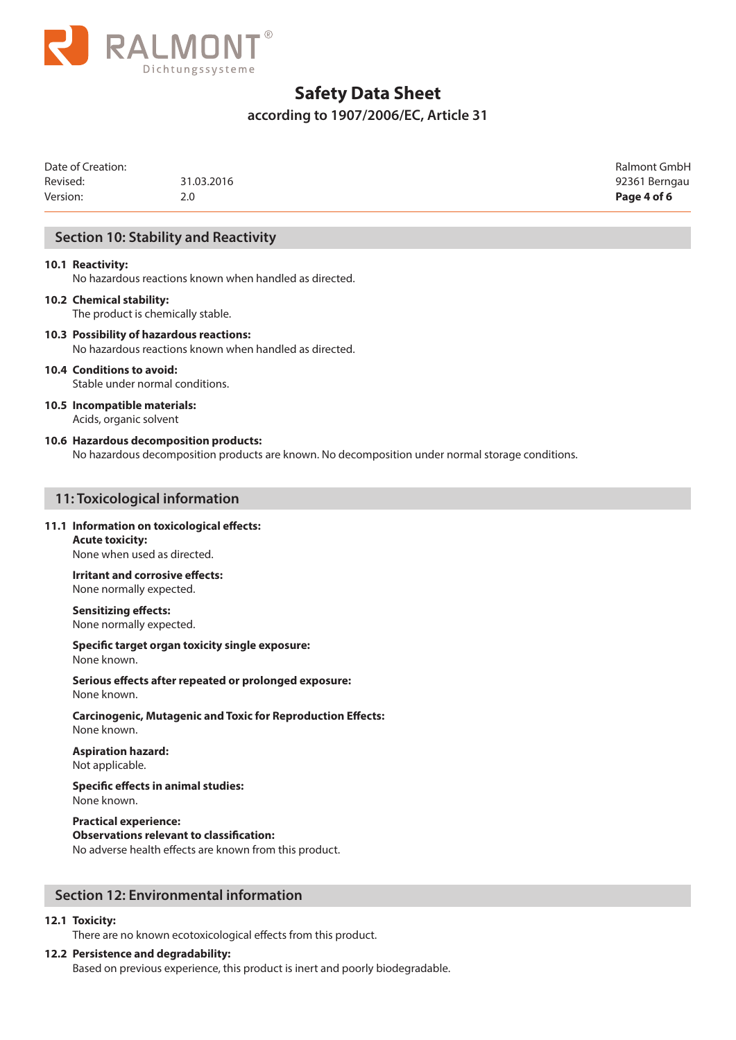## Section 10: Stability and Reactivity

**10.1 Reactivity:**
No hazardous reactions known when handled as directed.

**10.2 Chemical stability:**
The product is chemically stable.

**10.3 Possibility of hazardous reactions:**
No hazardous reactions known when handled as directed.

**10.4 Conditions to avoid:**
Stable under normal conditions.

**10.5 Incompatible materials:**
Acids, organic solvent

**10.6 Hazardous decomposition products:**
No hazardous decomposition products are known. No decomposition under normal storage conditions.

## 11: Toxicological information

**11.1 Information on toxicological effects:**

**Acute toxicity:**
None when used as directed.

**Irritant and corrosive effects:**
None normally expected.

**Sensitizing effects:**
None normally expected.

**Specific target organ toxicity single exposure:**
None known.

**Serious effects after repeated or prolonged exposure:**
None known.

**Carcinogenic, Mutagenic and Toxic for Reproduction Effects:**
None known.

**Aspiration hazard:**
Not applicable.

**Specific effects in animal studies:**
None known.

**Practical experience:**
**Observations relevant to classification:**
No adverse health effects are known from this product.

## Section 12: Environmental information

**12.1 Toxicity:**
There are no known ecotoxicological effects from this product.

**12.2 Persistence and degradability:**
Based on previous experience, this product is inert and poorly biodegradable.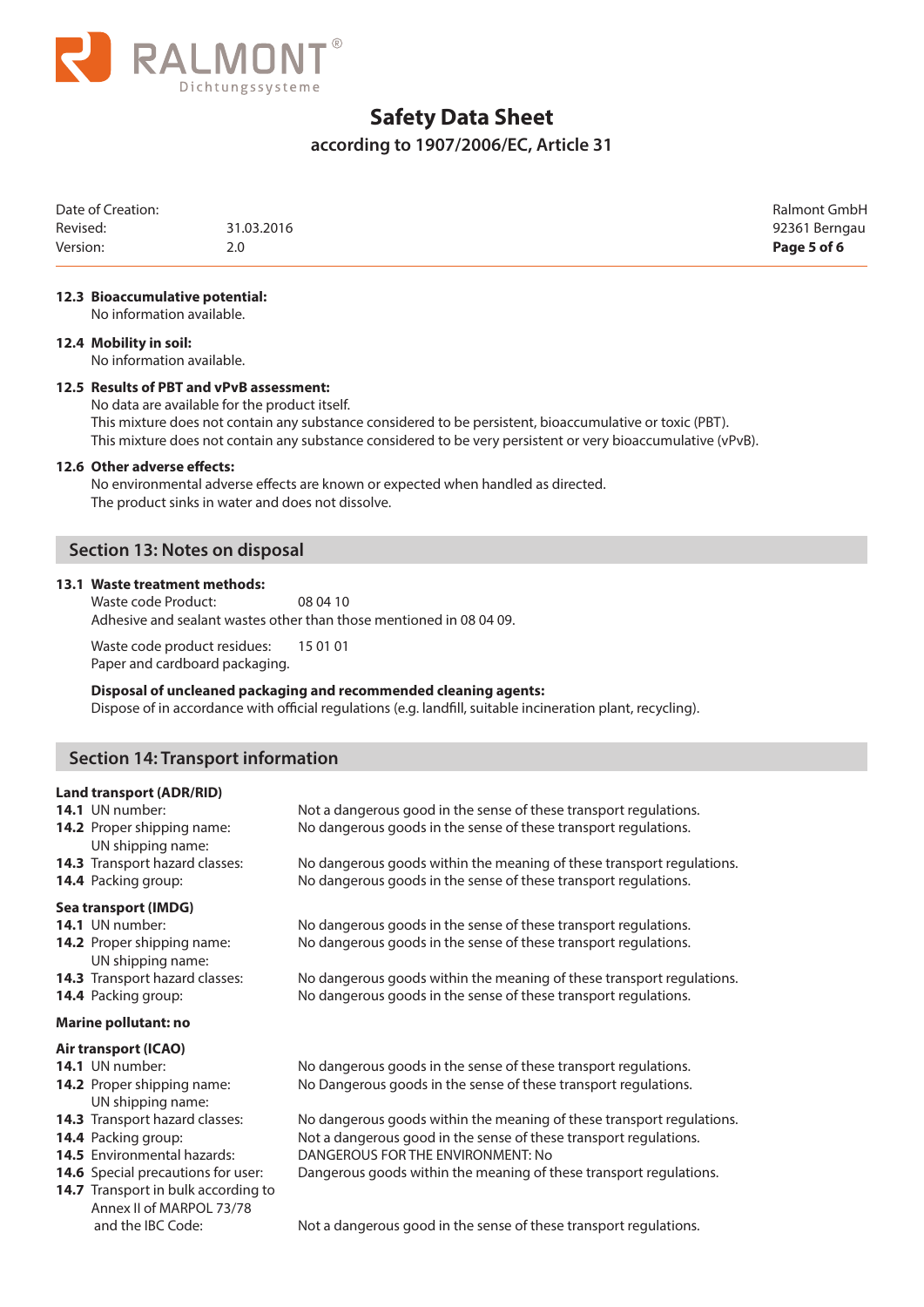**12.3 Bioaccumulative potential:**
No information available.

**12.4 Mobility in soil:**
No information available.

**12.5 Results of PBT and vPvB assessment:**
No data are available for the product itself.
This mixture does not contain any substance considered to be persistent, bioaccumulative or toxic (PBT).
This mixture does not contain any substance considered to be very persistent or very bioaccumulative (vPvB).

**12.6 Other adverse effects:**
No environmental adverse effects are known or expected when handled as directed.
The product sinks in water and does not dissolve.

## Section 13: Notes on disposal

**13.1 Waste treatment methods:**

Waste code Product: 08 04 10
Adhesive and sealant wastes other than those mentioned in 08 04 09.

Waste code product residues: 15 01 01
Paper and cardboard packaging.

**Disposal of uncleaned packaging and recommended cleaning agents:**
Dispose of in accordance with official regulations (e.g. landfill, suitable incineration plant, recycling).

## Section 14: Transport information

**Land transport (ADR/RID)**

| | |
|---|---|
| **14.1** UN number: | Not a dangerous good in the sense of these transport regulations. |
| **14.2** Proper shipping name: UN shipping name: | No dangerous goods in the sense of these transport regulations. |
| **14.3** Transport hazard classes: | No dangerous goods within the meaning of these transport regulations. |
| **14.4** Packing group: | No dangerous goods in the sense of these transport regulations. |

**Sea transport (IMDG)**

| | |
|---|---|
| **14.1** UN number: | No dangerous goods in the sense of these transport regulations. |
| **14.2** Proper shipping name: UN shipping name: | No dangerous goods in the sense of these transport regulations. |
| **14.3** Transport hazard classes: | No dangerous goods within the meaning of these transport regulations. |
| **14.4** Packing group: | No dangerous goods in the sense of these transport regulations. |

**Marine pollutant: no**

**Air transport (ICAO)**

| | |
|---|---|
| **14.1** UN number: | No dangerous goods in the sense of these transport regulations. |
| **14.2** Proper shipping name: UN shipping name: | No Dangerous goods in the sense of these transport regulations. |
| **14.3** Transport hazard classes: | No dangerous goods within the meaning of these transport regulations. |
| **14.4** Packing group: | Not a dangerous good in the sense of these transport regulations. |
| **14.5** Environmental hazards: | DANGEROUS FOR THE ENVIRONMENT: No |
| **14.6** Special precautions for user: | Dangerous goods within the meaning of these transport regulations. |
| **14.7** Transport in bulk according to Annex II of MARPOL 73/78 and the IBC Code: | Not a dangerous good in the sense of these transport regulations. |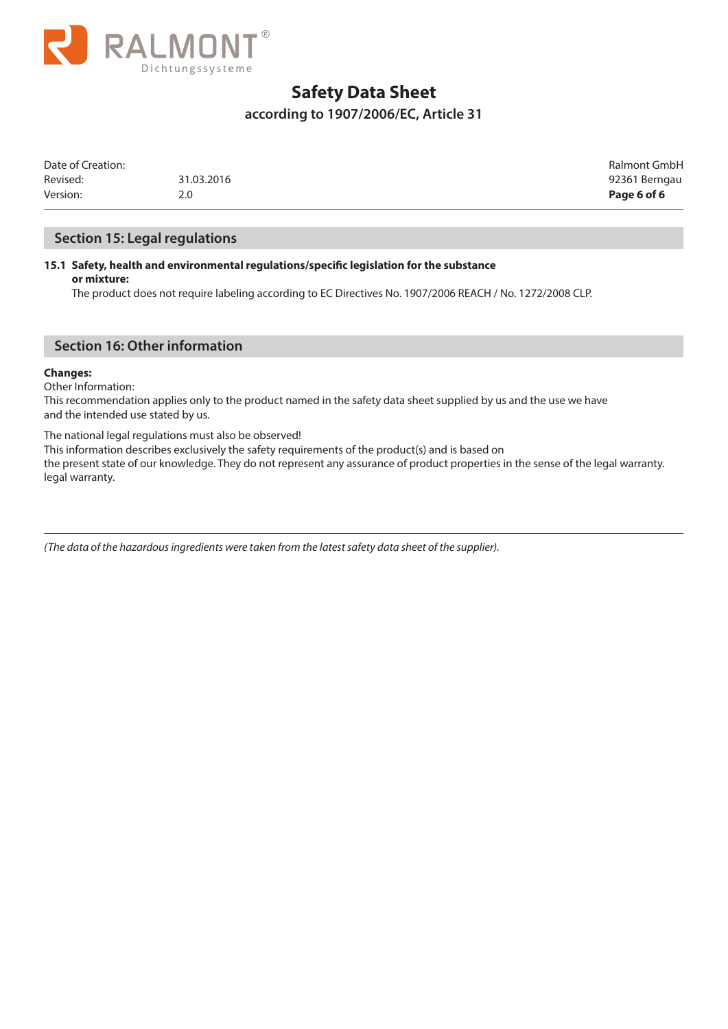## Section 15: Legal regulations

**15.1 Safety, health and environmental regulations/specific legislation for the substance or mixture:**

The product does not require labeling according to EC Directives No. 1907/2006 REACH / No. 1272/2008 CLP.

## Section 16: Other information

**Changes:**

Other Information:
This recommendation applies only to the product named in the safety data sheet supplied by us and the use we have and the intended use stated by us.

The national legal regulations must also be observed!
This information describes exclusively the safety requirements of the product(s) and is based on the present state of our knowledge. They do not represent any assurance of product properties in the sense of the legal warranty. legal warranty.

---

*(The data of the hazardous ingredients were taken from the latest safety data sheet of the supplier).*